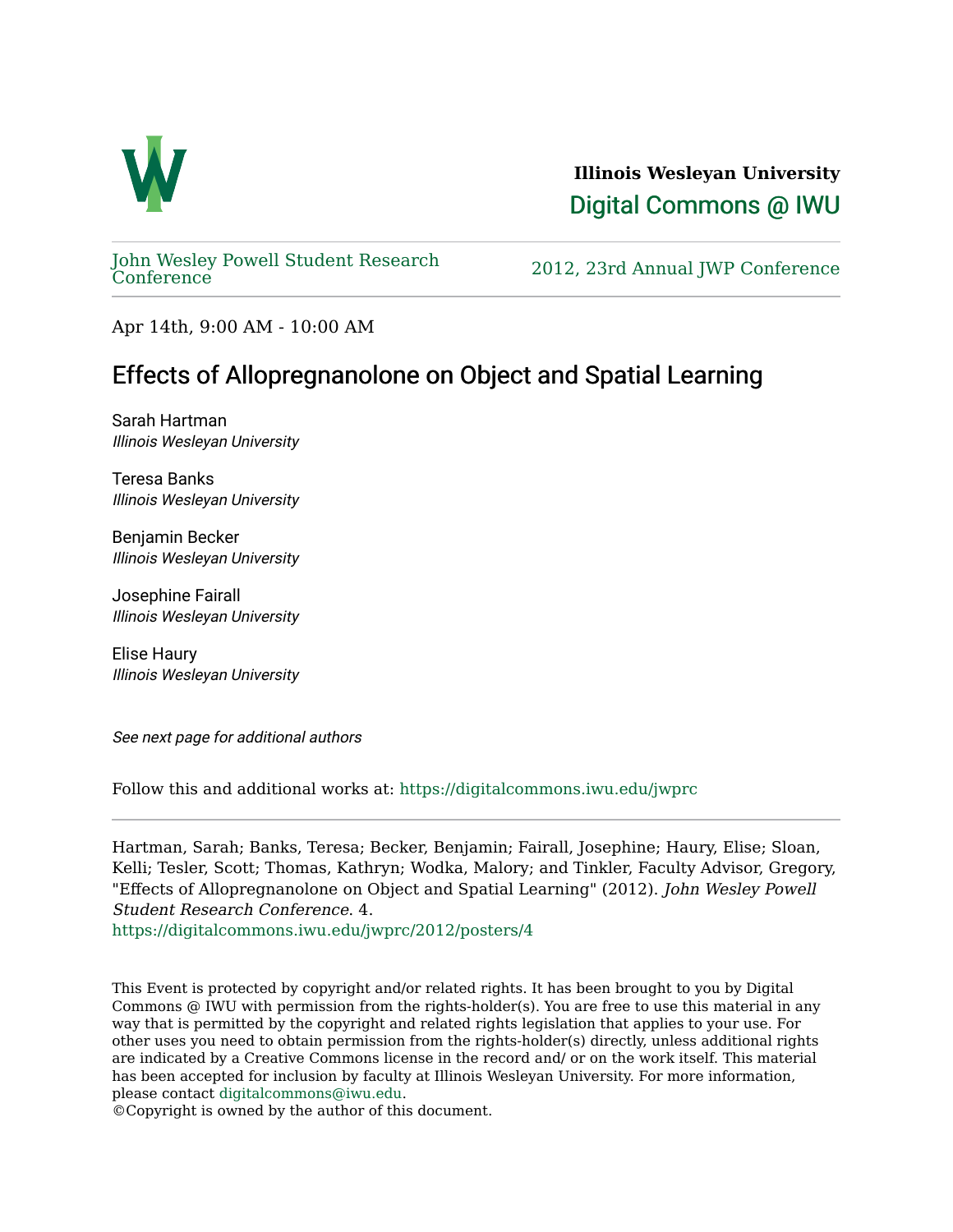**Illinois Wesleyan University**

Digital Commons @ IWU

John Wesley Powell Student Research Conference

2012, 23rd Annual JWP Conference

Apr 14th, 9:00 AM - 10:00 AM

# Effects of Allopregnanolone on Object and Spatial Learning

Sarah Hartman
*Illinois Wesleyan University*

Teresa Banks
*Illinois Wesleyan University*

Benjamin Becker
*Illinois Wesleyan University*

Josephine Fairall
*Illinois Wesleyan University*

Elise Haury
*Illinois Wesleyan University*

*See next page for additional authors*

Follow this and additional works at: https://digitalcommons.iwu.edu/jwprc

---

Hartman, Sarah; Banks, Teresa; Becker, Benjamin; Fairall, Josephine; Haury, Elise; Sloan, Kelli; Tesler, Scott; Thomas, Kathryn; Wodka, Malory; and Tinkler, Faculty Advisor, Gregory, "Effects of Allopregnanolone on Object and Spatial Learning" (2012). *John Wesley Powell Student Research Conference*. 4.
https://digitalcommons.iwu.edu/jwprc/2012/posters/4

This Event is protected by copyright and/or related rights. It has been brought to you by Digital Commons @ IWU with permission from the rights-holder(s). You are free to use this material in any way that is permitted by the copyright and related rights legislation that applies to your use. For other uses you need to obtain permission from the rights-holder(s) directly, unless additional rights are indicated by a Creative Commons license in the record and/ or on the work itself. This material has been accepted for inclusion by faculty at Illinois Wesleyan University. For more information, please contact digitalcommons@iwu.edu.
©Copyright is owned by the author of this document.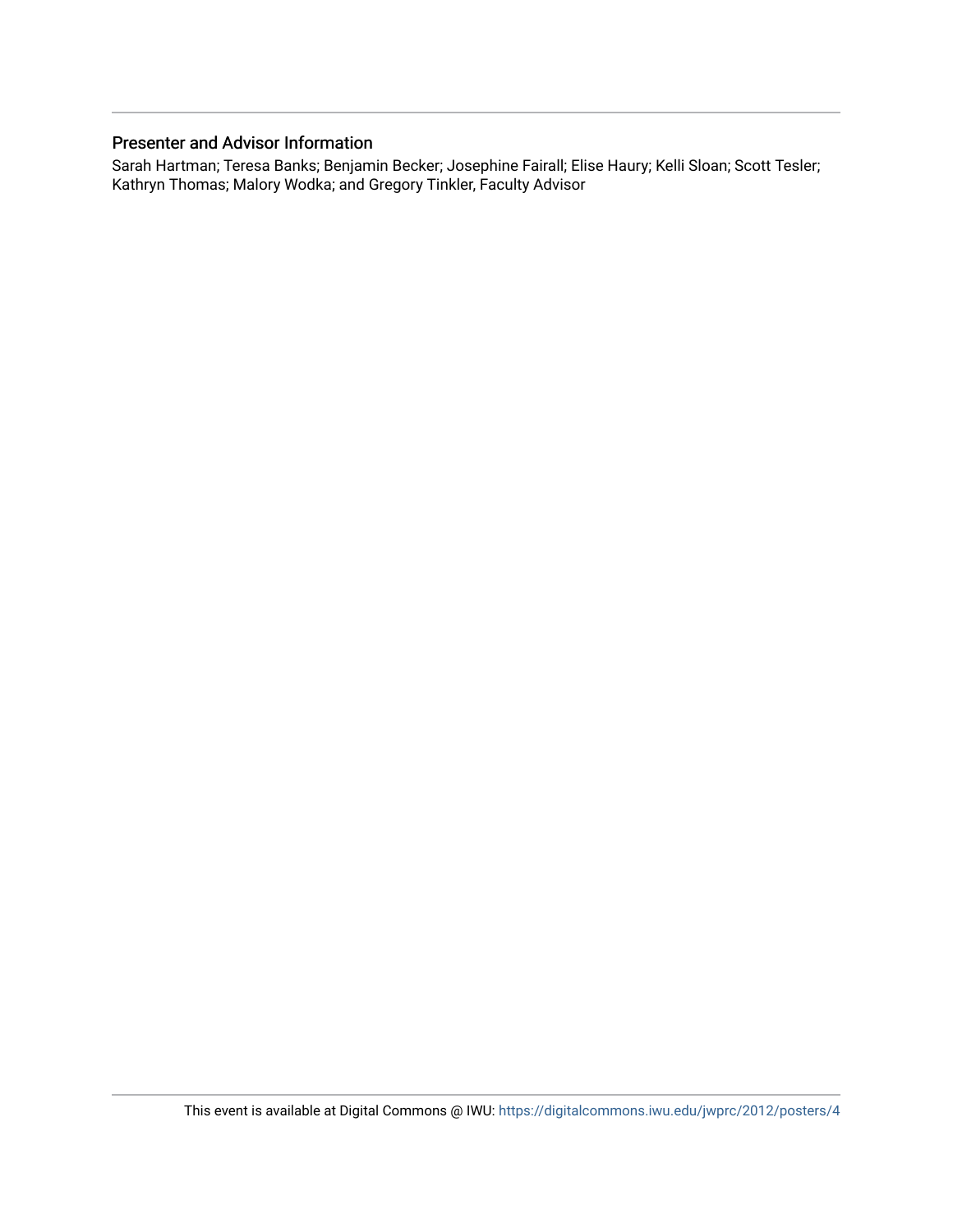## Presenter and Advisor Information

Sarah Hartman; Teresa Banks; Benjamin Becker; Josephine Fairall; Elise Haury; Kelli Sloan; Scott Tesler; Kathryn Thomas; Malory Wodka; and Gregory Tinkler, Faculty Advisor

This event is available at Digital Commons @ IWU: https://digitalcommons.iwu.edu/jwprc/2012/posters/4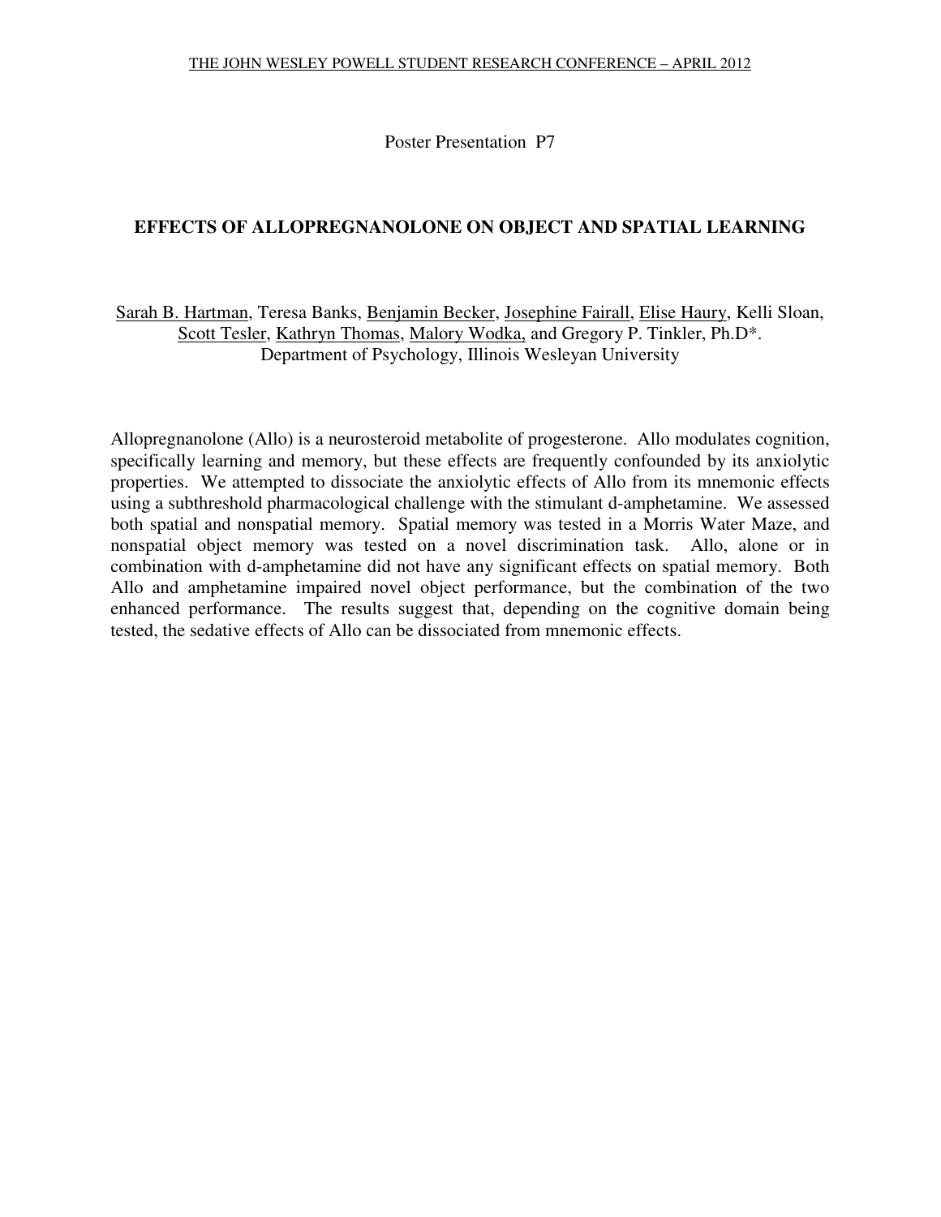Poster Presentation P7

## EFFECTS OF ALLOPREGNANOLONE ON OBJECT AND SPATIAL LEARNING

Sarah B. Hartman, Teresa Banks, Benjamin Becker, Josephine Fairall, Elise Haury, Kelli Sloan, Scott Tesler, Kathryn Thomas, Malory Wodka, and Gregory P. Tinkler, Ph.D*.
Department of Psychology, Illinois Wesleyan University

Allopregnanolone (Allo) is a neurosteroid metabolite of progesterone. Allo modulates cognition, specifically learning and memory, but these effects are frequently confounded by its anxiolytic properties. We attempted to dissociate the anxiolytic effects of Allo from its mnemonic effects using a subthreshold pharmacological challenge with the stimulant d-amphetamine. We assessed both spatial and nonspatial memory. Spatial memory was tested in a Morris Water Maze, and nonspatial object memory was tested on a novel discrimination task. Allo, alone or in combination with d-amphetamine did not have any significant effects on spatial memory. Both Allo and amphetamine impaired novel object performance, but the combination of the two enhanced performance. The results suggest that, depending on the cognitive domain being tested, the sedative effects of Allo can be dissociated from mnemonic effects.